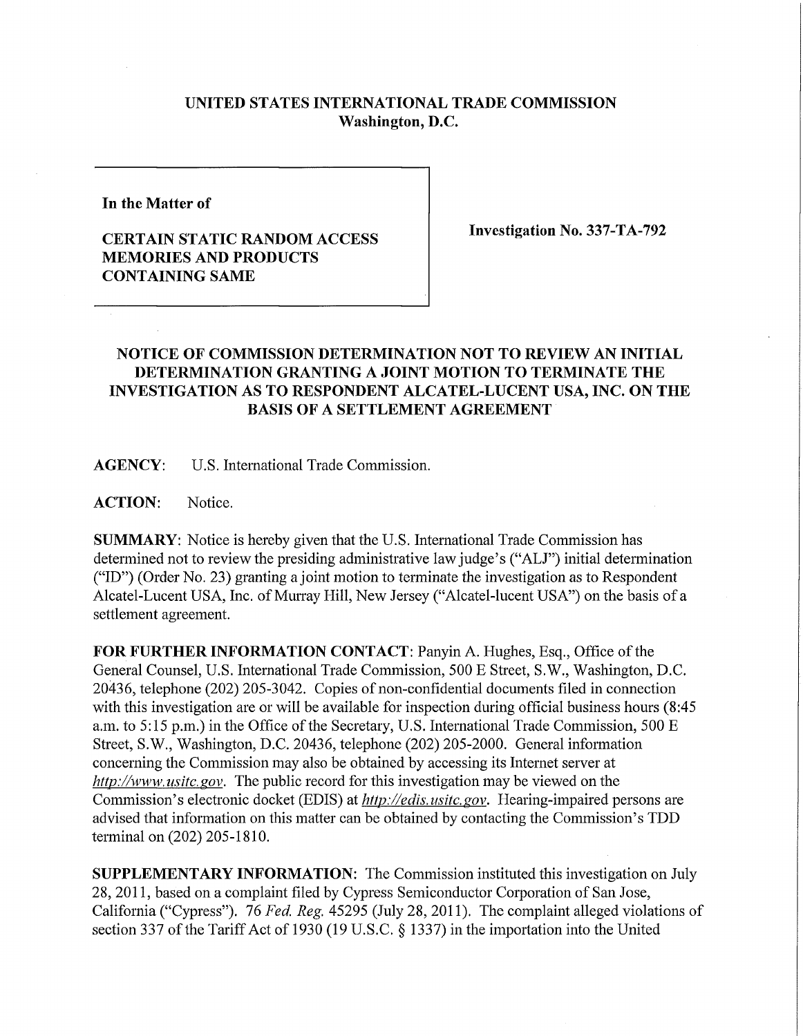**UNITED STATES INTERNATIONAL TRADE COMMISSION**
**Washington, D.C.**

**In the Matter of**

**CERTAIN STATIC RANDOM ACCESS MEMORIES AND PRODUCTS CONTAINING SAME**

**Investigation No. 337-TA-792**

## NOTICE OF COMMISSION DETERMINATION NOT TO REVIEW AN INITIAL DETERMINATION GRANTING A JOINT MOTION TO TERMINATE THE INVESTIGATION AS TO RESPONDENT ALCATEL-LUCENT USA, INC. ON THE BASIS OF A SETTLEMENT AGREEMENT

**AGENCY:** U.S. International Trade Commission.

**ACTION:** Notice.

**SUMMARY:** Notice is hereby given that the U.S. International Trade Commission has determined not to review the presiding administrative law judge's ("ALJ") initial determination ("ID") (Order No. 23) granting a joint motion to terminate the investigation as to Respondent Alcatel-Lucent USA, Inc. of Murray Hill, New Jersey ("Alcatel-lucent USA") on the basis of a settlement agreement.

**FOR FURTHER INFORMATION CONTACT:** Panyin A. Hughes, Esq., Office of the General Counsel, U.S. International Trade Commission, 500 E Street, S.W., Washington, D.C. 20436, telephone (202) 205-3042. Copies of non-confidential documents filed in connection with this investigation are or will be available for inspection during official business hours (8:45 a.m. to 5:15 p.m.) in the Office of the Secretary, U.S. International Trade Commission, 500 E Street, S.W., Washington, D.C. 20436, telephone (202) 205-2000. General information concerning the Commission may also be obtained by accessing its Internet server at *http://www.usitc.gov*. The public record for this investigation may be viewed on the Commission's electronic docket (EDIS) at *http://edis.usitc.gov*. Hearing-impaired persons are advised that information on this matter can be obtained by contacting the Commission's TDD terminal on (202) 205-1810.

**SUPPLEMENTARY INFORMATION:** The Commission instituted this investigation on July 28, 2011, based on a complaint filed by Cypress Semiconductor Corporation of San Jose, California ("Cypress"). 76 *Fed. Reg.* 45295 (July 28, 2011). The complaint alleged violations of section 337 of the Tariff Act of 1930 (19 U.S.C. § 1337) in the importation into the United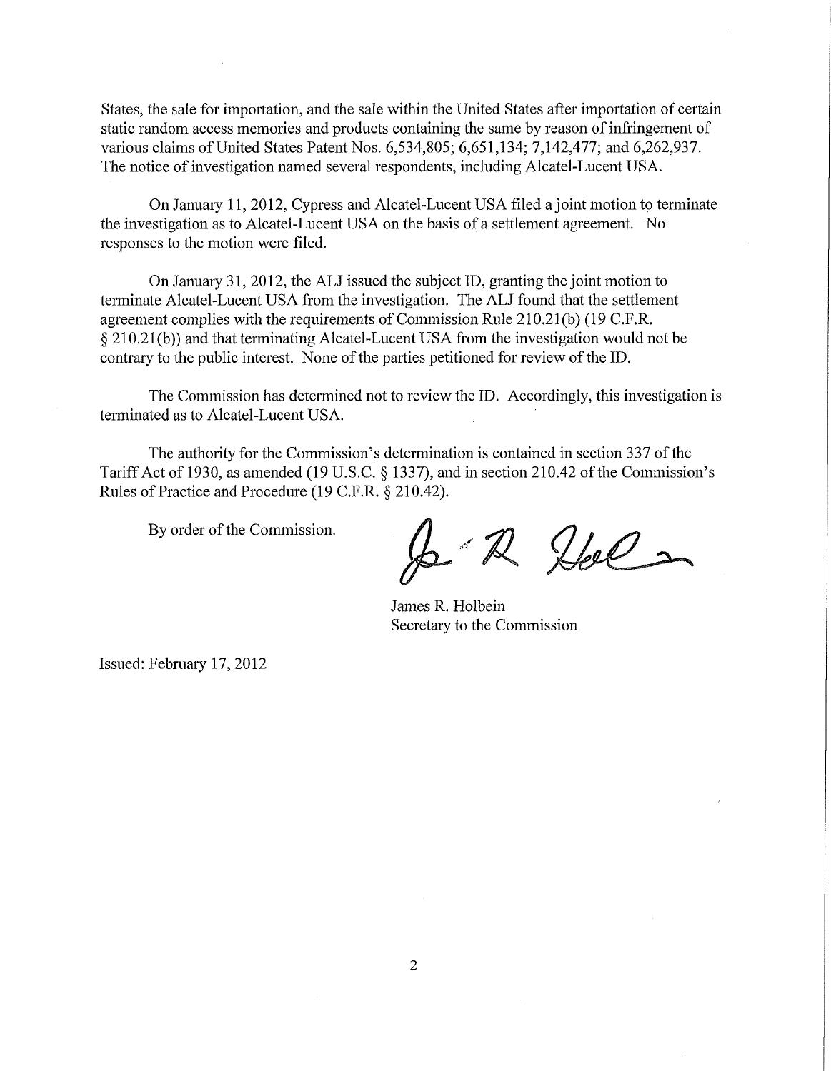States, the sale for importation, and the sale within the United States after importation of certain static random access memories and products containing the same by reason of infringement of various claims of United States Patent Nos. 6,534,805; 6,651,134; 7,142,477; and 6,262,937. The notice of investigation named several respondents, including Alcatel-Lucent USA.

On January 11, 2012, Cypress and Alcatel-Lucent USA filed a joint motion to terminate the investigation as to Alcatel-Lucent USA on the basis of a settlement agreement. No responses to the motion were filed.

On January 31, 2012, the ALJ issued the subject ID, granting the joint motion to terminate Alcatel-Lucent USA from the investigation. The ALJ found that the settlement agreement complies with the requirements of Commission Rule 210.21(b) (19 C.F.R. § 210.21(b)) and that terminating Alcatel-Lucent USA from the investigation would not be contrary to the public interest. None of the parties petitioned for review of the ID.

The Commission has determined not to review the ID. Accordingly, this investigation is terminated as to Alcatel-Lucent USA.

The authority for the Commission's determination is contained in section 337 of the Tariff Act of 1930, as amended (19 U.S.C. § 1337), and in section 210.42 of the Commission's Rules of Practice and Procedure (19 C.F.R. § 210.42).

By order of the Commission.

James R. Holbein
Secretary to the Commission

Issued: February 17, 2012